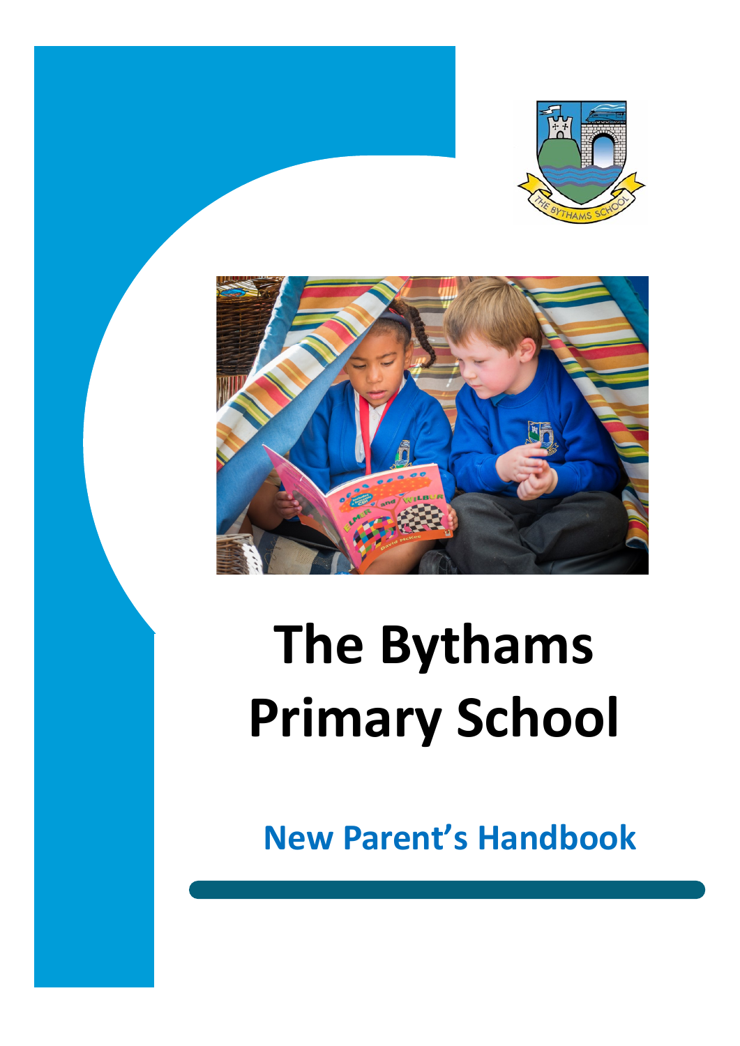# The Bythams Primary School

## New Parent's Handbook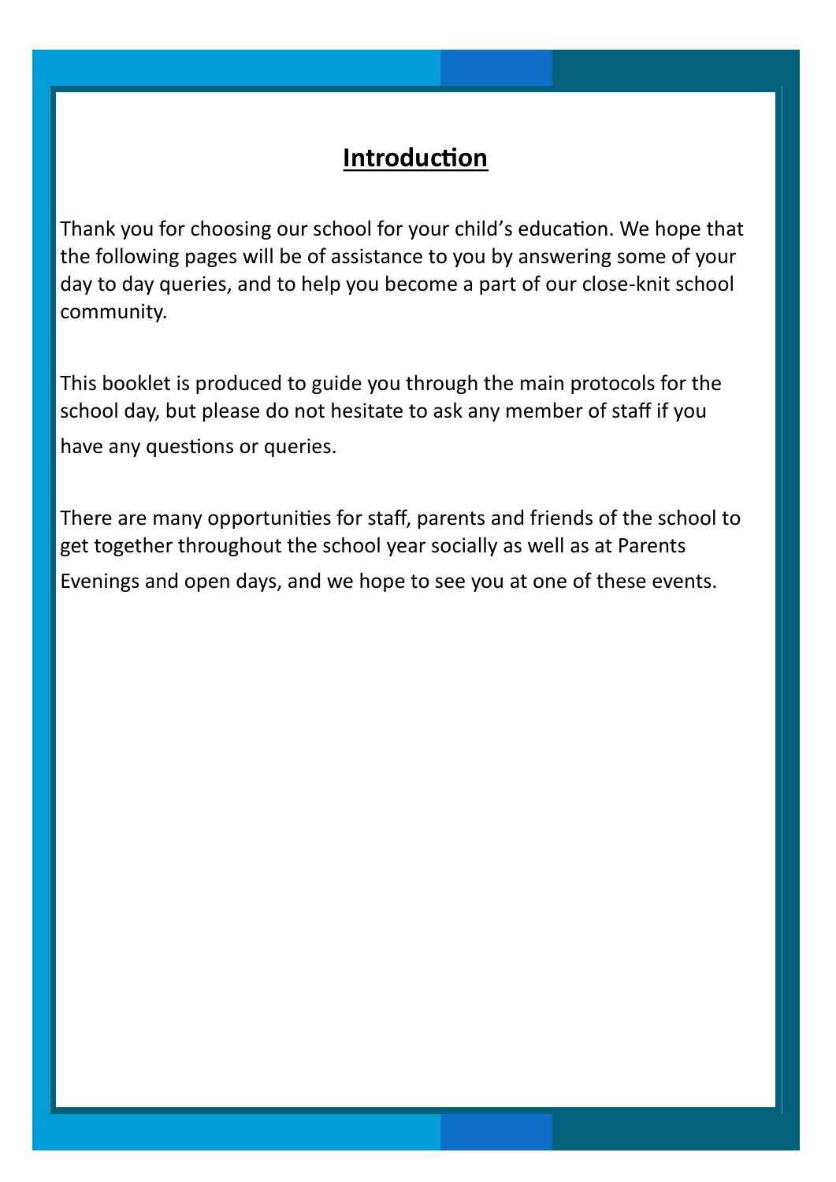# Introduction

Thank you for choosing our school for your child's education. We hope that the following pages will be of assistance to you by answering some of your day to day queries, and to help you become a part of our close-knit school community.

This booklet is produced to guide you through the main protocols for the school day, but please do not hesitate to ask any member of staff if you have any questions or queries.

There are many opportunities for staff, parents and friends of the school to get together throughout the school year socially as well as at Parents Evenings and open days, and we hope to see you at one of these events.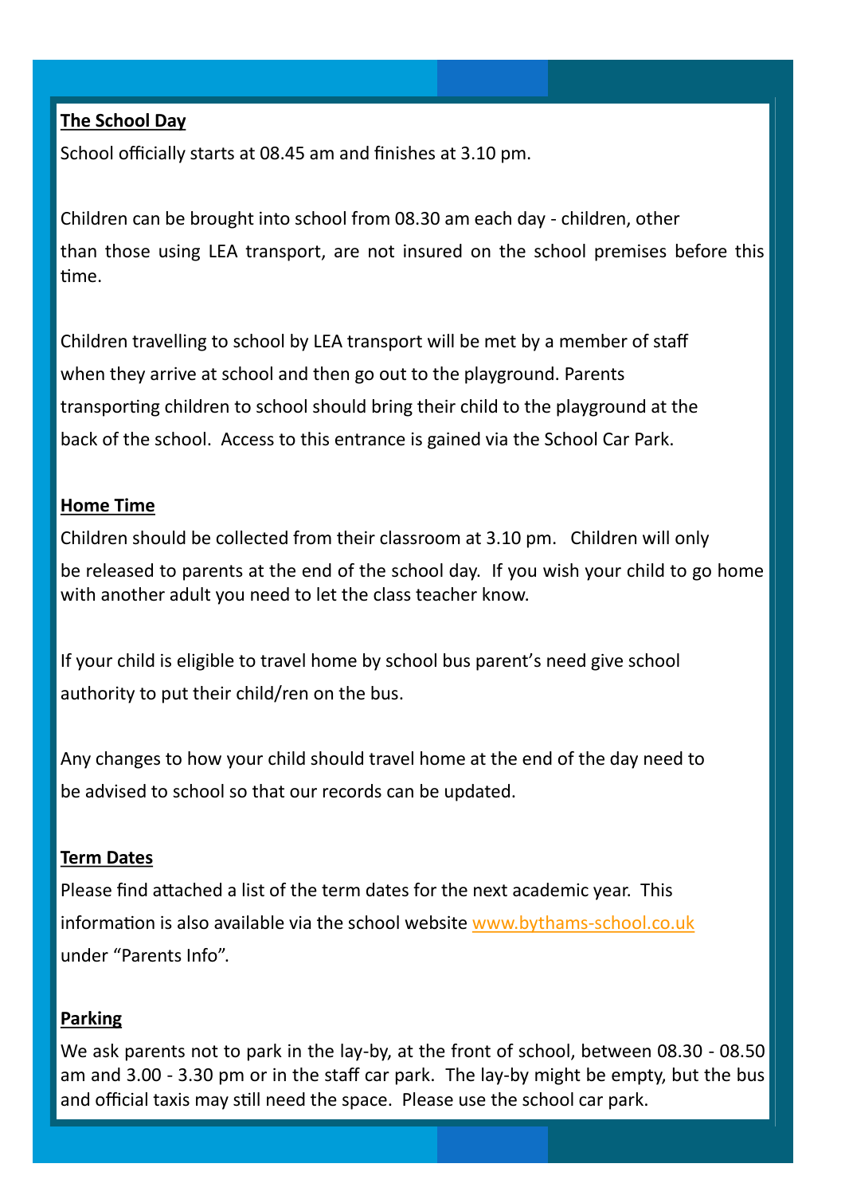## The School Day

School officially starts at 08.45 am and finishes at 3.10 pm.

Children can be brought into school from 08.30 am each day - children, other than those using LEA transport, are not insured on the school premises before this time.

Children travelling to school by LEA transport will be met by a member of staff when they arrive at school and then go out to the playground. Parents transporting children to school should bring their child to the playground at the back of the school. Access to this entrance is gained via the School Car Park.

## Home Time

Children should be collected from their classroom at 3.10 pm. Children will only be released to parents at the end of the school day. If you wish your child to go home with another adult you need to let the class teacher know.

If your child is eligible to travel home by school bus parent's need give school authority to put their child/ren on the bus.

Any changes to how your child should travel home at the end of the day need to be advised to school so that our records can be updated.

## Term Dates

Please find attached a list of the term dates for the next academic year. This information is also available via the school website www.bythams-school.co.uk under "Parents Info".

## Parking

We ask parents not to park in the lay-by, at the front of school, between 08.30 - 08.50 am and 3.00 - 3.30 pm or in the staff car park. The lay-by might be empty, but the bus and official taxis may still need the space. Please use the school car park.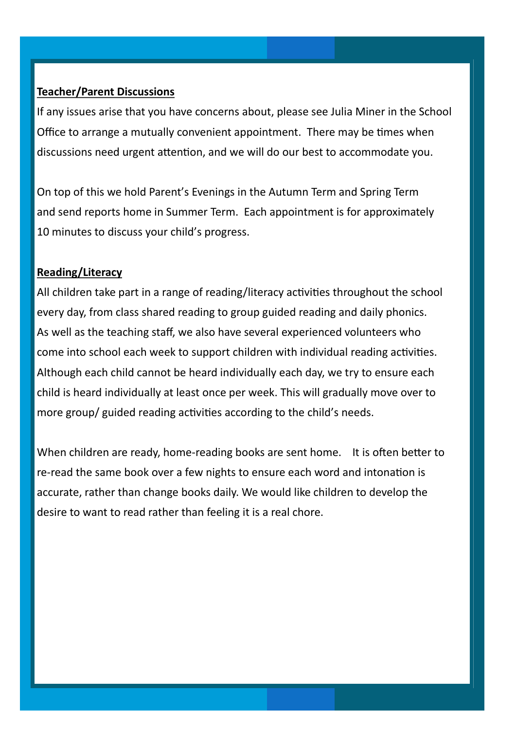**Teacher/Parent Discussions**

If any issues arise that you have concerns about, please see Julia Miner in the School Office to arrange a mutually convenient appointment. There may be times when discussions need urgent attention, and we will do our best to accommodate you.

On top of this we hold Parent's Evenings in the Autumn Term and Spring Term and send reports home in Summer Term. Each appointment is for approximately 10 minutes to discuss your child's progress.

**Reading/Literacy**

All children take part in a range of reading/literacy activities throughout the school every day, from class shared reading to group guided reading and daily phonics. As well as the teaching staff, we also have several experienced volunteers who come into school each week to support children with individual reading activities. Although each child cannot be heard individually each day, we try to ensure each child is heard individually at least once per week. This will gradually move over to more group/ guided reading activities according to the child's needs.

When children are ready, home-reading books are sent home. It is often better to re-read the same book over a few nights to ensure each word and intonation is accurate, rather than change books daily. We would like children to develop the desire to want to read rather than feeling it is a real chore.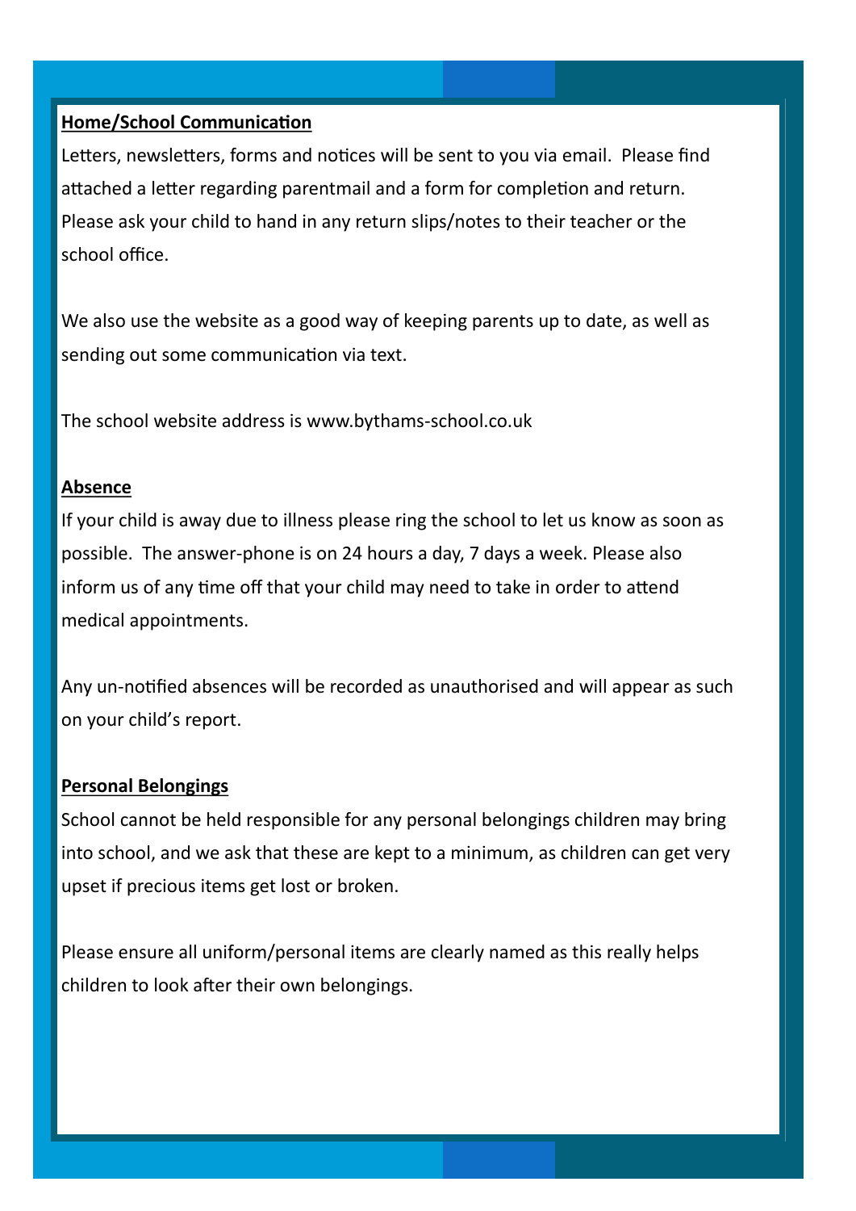**Home/School Communication**

Letters, newsletters, forms and notices will be sent to you via email. Please find attached a letter regarding parentmail and a form for completion and return. Please ask your child to hand in any return slips/notes to their teacher or the school office.

We also use the website as a good way of keeping parents up to date, as well as sending out some communication via text.

The school website address is www.bythams-school.co.uk

**Absence**

If your child is away due to illness please ring the school to let us know as soon as possible. The answer-phone is on 24 hours a day, 7 days a week. Please also inform us of any time off that your child may need to take in order to attend medical appointments.

Any un-notified absences will be recorded as unauthorised and will appear as such on your child's report.

**Personal Belongings**

School cannot be held responsible for any personal belongings children may bring into school, and we ask that these are kept to a minimum, as children can get very upset if precious items get lost or broken.

Please ensure all uniform/personal items are clearly named as this really helps children to look after their own belongings.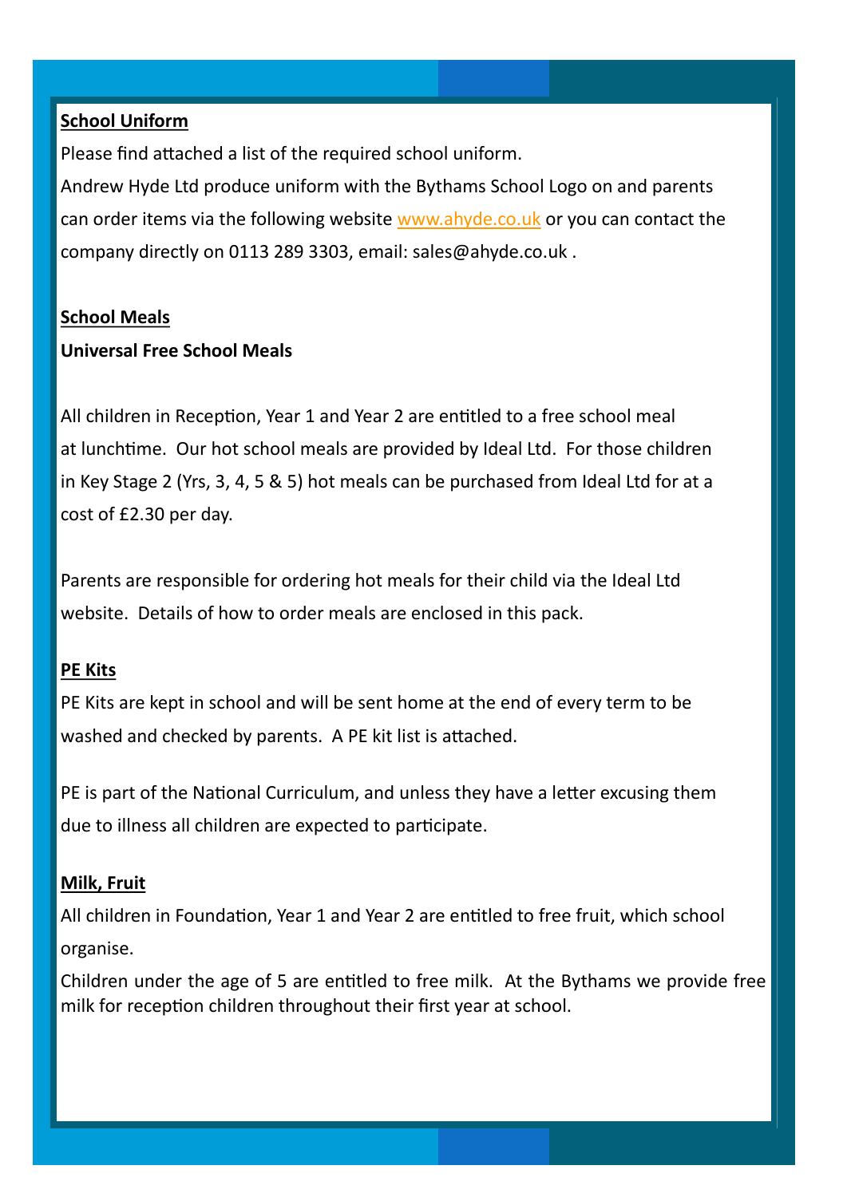**School Uniform**

Please find attached a list of the required school uniform.

Andrew Hyde Ltd produce uniform with the Bythams School Logo on and parents can order items via the following website www.ahyde.co.uk or you can contact the company directly on 0113 289 3303, email: sales@ahyde.co.uk .

**School Meals**

**Universal Free School Meals**

All children in Reception, Year 1 and Year 2 are entitled to a free school meal at lunchtime. Our hot school meals are provided by Ideal Ltd. For those children in Key Stage 2 (Yrs, 3, 4, 5 & 5) hot meals can be purchased from Ideal Ltd for at a cost of £2.30 per day.

Parents are responsible for ordering hot meals for their child via the Ideal Ltd website. Details of how to order meals are enclosed in this pack.

**PE Kits**

PE Kits are kept in school and will be sent home at the end of every term to be washed and checked by parents. A PE kit list is attached.

PE is part of the National Curriculum, and unless they have a letter excusing them due to illness all children are expected to participate.

**Milk, Fruit**

All children in Foundation, Year 1 and Year 2 are entitled to free fruit, which school organise.

Children under the age of 5 are entitled to free milk. At the Bythams we provide free milk for reception children throughout their first year at school.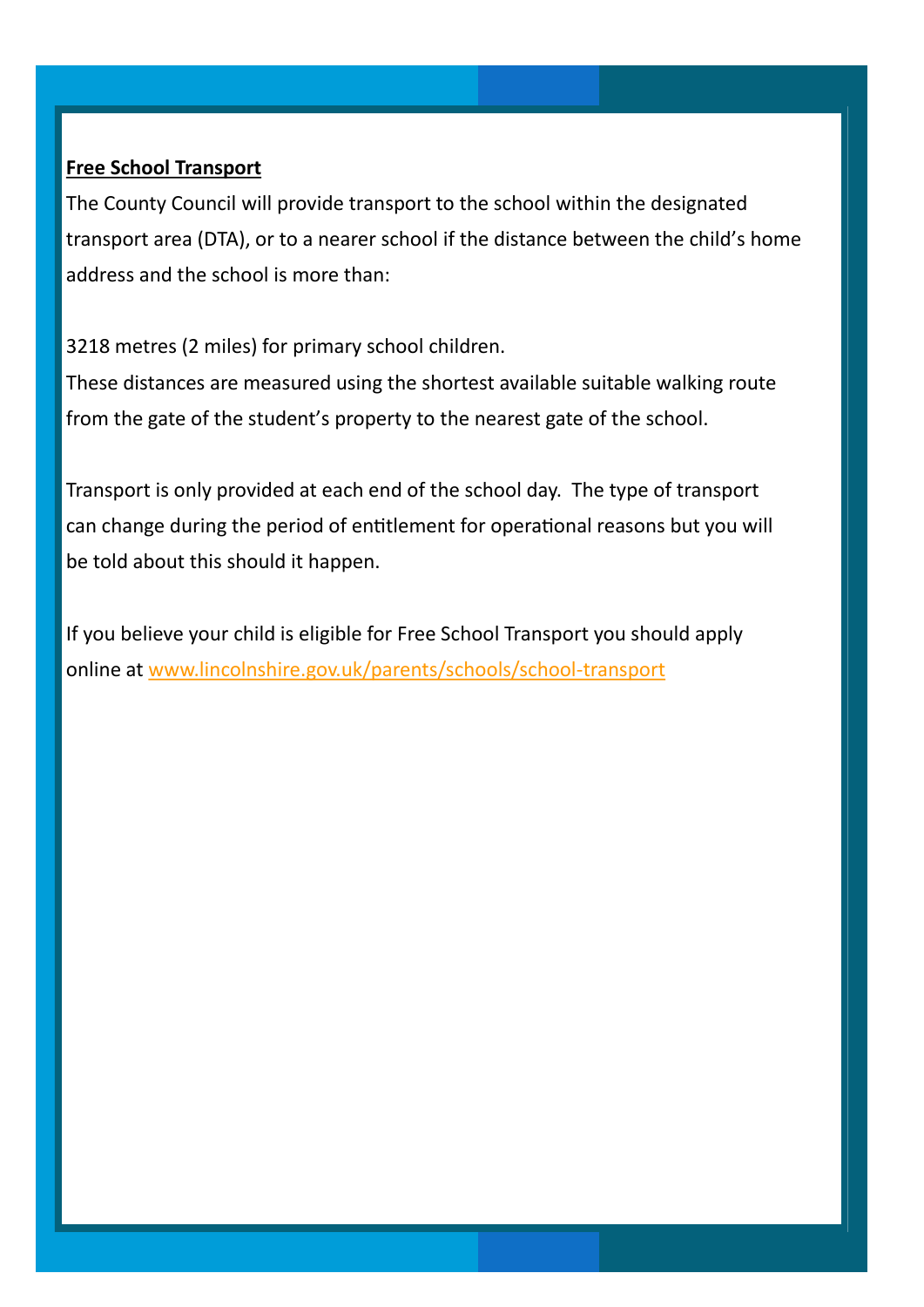**Free School Transport**

The County Council will provide transport to the school within the designated transport area (DTA), or to a nearer school if the distance between the child's home address and the school is more than:

3218 metres (2 miles) for primary school children.

These distances are measured using the shortest available suitable walking route from the gate of the student's property to the nearest gate of the school.

Transport is only provided at each end of the school day. The type of transport can change during the period of entitlement for operational reasons but you will be told about this should it happen.

If you believe your child is eligible for Free School Transport you should apply online at [www.lincolnshire.gov.uk/parents/schools/school-transport](www.lincolnshire.gov.uk/parents/schools/school-transport)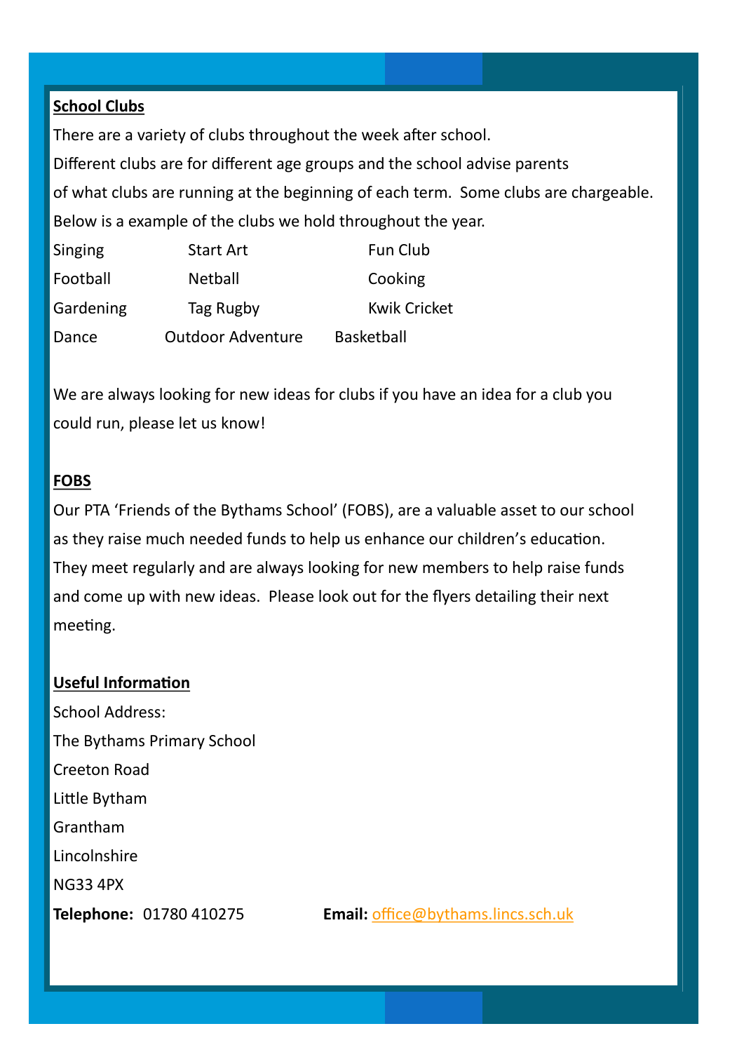**School Clubs**

There are a variety of clubs throughout the week after school.
Different clubs are for different age groups and the school advise parents
of what clubs are running at the beginning of each term. Some clubs are chargeable.
Below is a example of the clubs we hold throughout the year.

| | | |
|---|---|---|
| Singing | Start Art | Fun Club |
| Football | Netball | Cooking |
| Gardening | Tag Rugby | Kwik Cricket |
| Dance | Outdoor Adventure | Basketball |

We are always looking for new ideas for clubs if you have an idea for a club you could run, please let us know!

**FOBS**

Our PTA 'Friends of the Bythams School' (FOBS), are a valuable asset to our school as they raise much needed funds to help us enhance our children's education. They meet regularly and are always looking for new members to help raise funds and come up with new ideas. Please look out for the flyers detailing their next meeting.

**Useful Information**

School Address:
The Bythams Primary School
Creeton Road
Little Bytham
Grantham
Lincolnshire
NG33 4PX

**Telephone:** 01780 410275 **Email:** office@bythams.lincs.sch.uk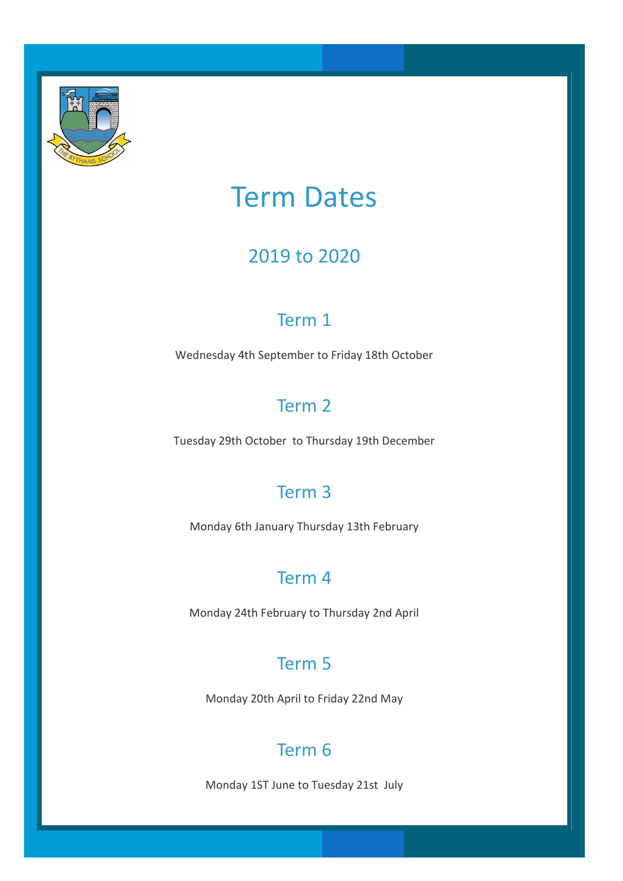# Term Dates

## 2019 to 2020

### Term 1

Wednesday 4th September to Friday 18th October

### Term 2

Tuesday 29th October to Thursday 19th December

### Term 3

Monday 6th January Thursday 13th February

### Term 4

Monday 24th February to Thursday 2nd April

### Term 5

Monday 20th April to Friday 22nd May

### Term 6

Monday 1ST June to Tuesday 21st July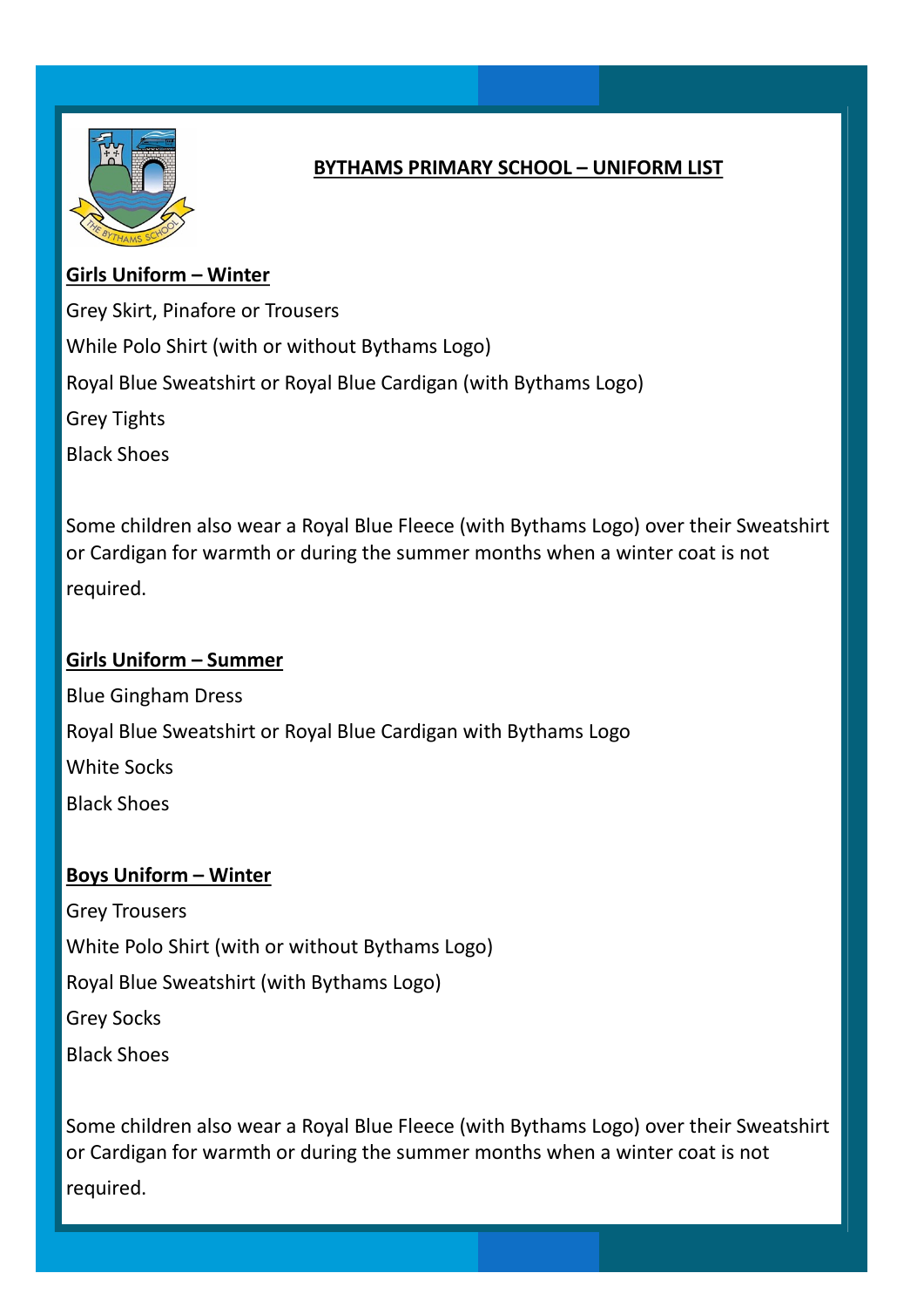# BYTHAMS PRIMARY SCHOOL – UNIFORM LIST

## Girls Uniform – Winter

Grey Skirt, Pinafore or Trousers

While Polo Shirt (with or without Bythams Logo)

Royal Blue Sweatshirt or Royal Blue Cardigan (with Bythams Logo)

Grey Tights

Black Shoes

Some children also wear a Royal Blue Fleece (with Bythams Logo) over their Sweatshirt or Cardigan for warmth or during the summer months when a winter coat is not required.

## Girls Uniform – Summer

Blue Gingham Dress

Royal Blue Sweatshirt or Royal Blue Cardigan with Bythams Logo

White Socks

Black Shoes

## Boys Uniform – Winter

Grey Trousers

White Polo Shirt (with or without Bythams Logo)

Royal Blue Sweatshirt (with Bythams Logo)

Grey Socks

Black Shoes

Some children also wear a Royal Blue Fleece (with Bythams Logo) over their Sweatshirt or Cardigan for warmth or during the summer months when a winter coat is not required.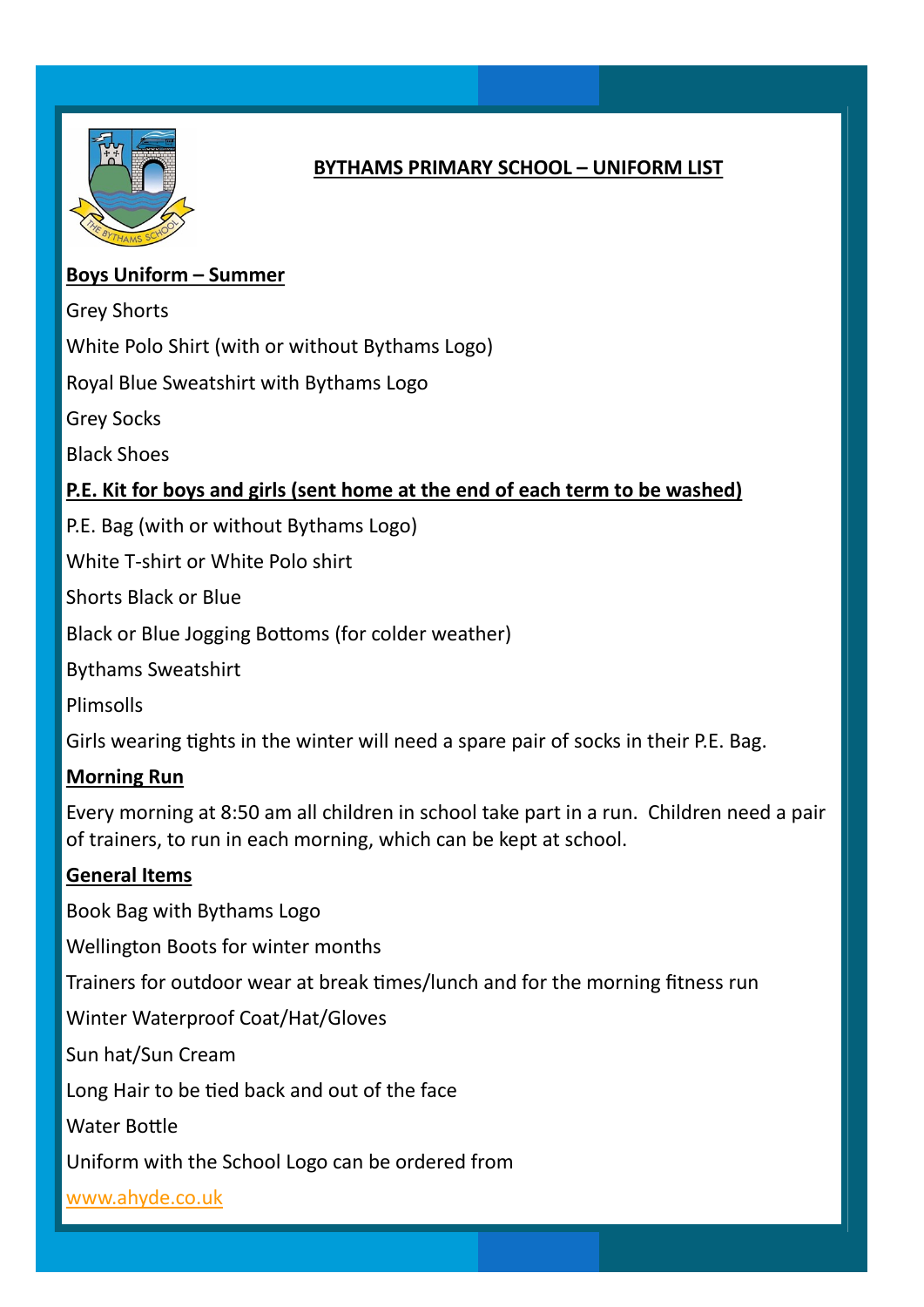# BYTHAMS PRIMARY SCHOOL – UNIFORM LIST

## Boys Uniform – Summer

Grey Shorts

White Polo Shirt (with or without Bythams Logo)

Royal Blue Sweatshirt with Bythams Logo

Grey Socks

Black Shoes

## P.E. Kit for boys and girls (sent home at the end of each term to be washed)

P.E. Bag (with or without Bythams Logo)

White T-shirt or White Polo shirt

Shorts Black or Blue

Black or Blue Jogging Bottoms (for colder weather)

Bythams Sweatshirt

Plimsolls

Girls wearing tights in the winter will need a spare pair of socks in their P.E. Bag.

## Morning Run

Every morning at 8:50 am all children in school take part in a run. Children need a pair of trainers, to run in each morning, which can be kept at school.

## General Items

Book Bag with Bythams Logo

Wellington Boots for winter months

Trainers for outdoor wear at break times/lunch and for the morning fitness run

Winter Waterproof Coat/Hat/Gloves

Sun hat/Sun Cream

Long Hair to be tied back and out of the face

Water Bottle

Uniform with the School Logo can be ordered from

www.ahyde.co.uk